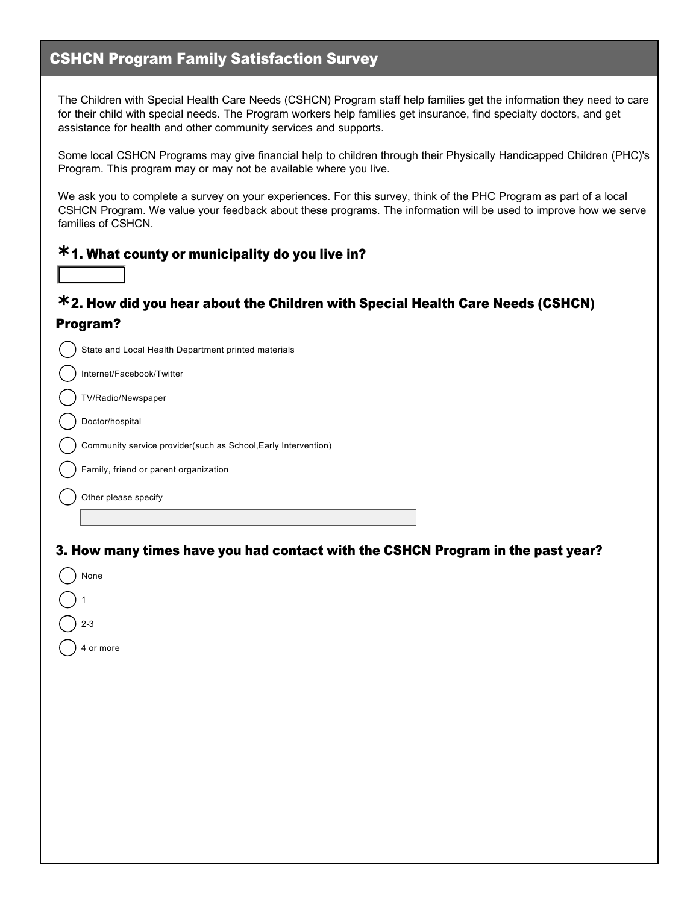# CSHCN Program Family Satisfaction Survey

The Children with Special Health Care Needs (CSHCN) Program staff help families get the information they need to care for their child with special needs. The Program workers help families get insurance, find specialty doctors, and get assistance for health and other community services and supports.

Some local CSHCN Programs may give financial help to children through their Physically Handicapped Children (PHC)'s Program. This program may or may not be available where you live.

We ask you to complete a survey on your experiences. For this survey, think of the PHC Program as part of a local CSHCN Program. We value your feedback about these programs. The information will be used to improve how we serve families of CSHCN.

### *1. What county or municipality do you live in?

________

### *2. How did you hear about the Children with Special Health Care Needs (CSHCN) Program?

- ( ) State and Local Health Department printed materials
- ( ) Internet/Facebook/Twitter
- ( ) TV/Radio/Newspaper
- ( ) Doctor/hospital
- ( ) Community service provider(such as School,Early Intervention)
- ( ) Family, friend or parent organization
- ( ) Other please specify

________

### 3. How many times have you had contact with the CSHCN Program in the past year?

- ( ) None
- ( ) 1
- ( ) 2-3
- ( ) 4 or more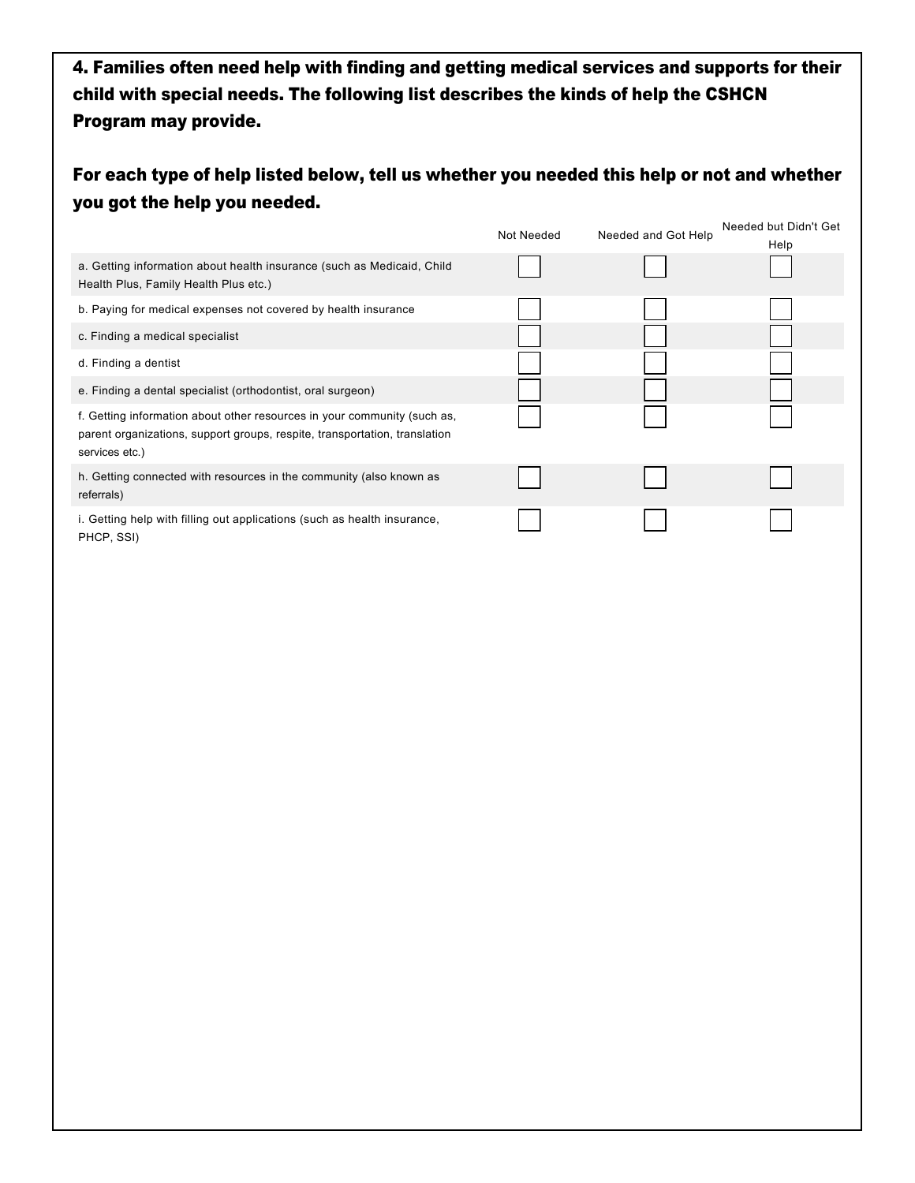**4. Families often need help with finding and getting medical services and supports for their child with special needs. The following list describes the kinds of help the CSHCN Program may provide.**

**For each type of help listed below, tell us whether you needed this help or not and whether you got the help you needed.**

| | Not Needed | Needed and Got Help | Needed but Didn't Get Help |
|---|---|---|---|
| a. Getting information about health insurance (such as Medicaid, Child Health Plus, Family Health Plus etc.) | ☐ | ☐ | ☐ |
| b. Paying for medical expenses not covered by health insurance | ☐ | ☐ | ☐ |
| c. Finding a medical specialist | ☐ | ☐ | ☐ |
| d. Finding a dentist | ☐ | ☐ | ☐ |
| e. Finding a dental specialist (orthodontist, oral surgeon) | ☐ | ☐ | ☐ |
| f. Getting information about other resources in your community (such as, parent organizations, support groups, respite, transportation, translation services etc.) | ☐ | ☐ | ☐ |
| h. Getting connected with resources in the community (also known as referrals) | ☐ | ☐ | ☐ |
| i. Getting help with filling out applications (such as health insurance, PHCP, SSI) | ☐ | ☐ | ☐ |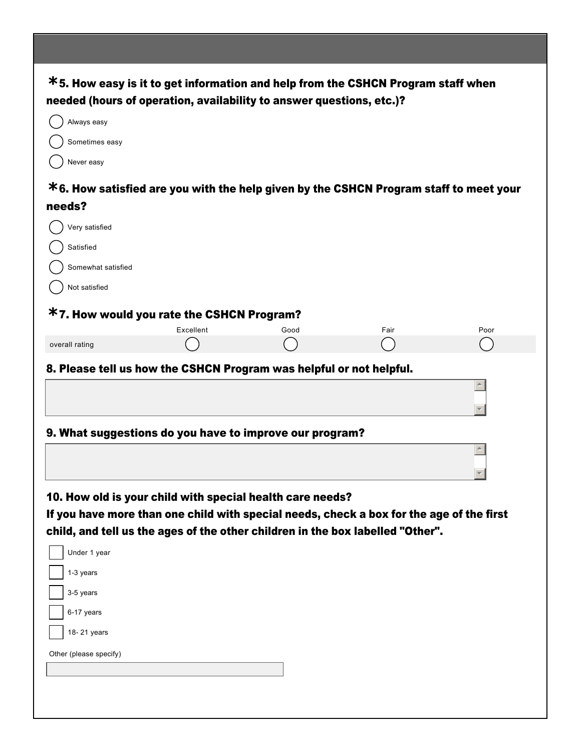**\*5. How easy is it to get information and help from the CSHCN Program staff when needed (hours of operation, availability to answer questions, etc.)?**

- ◯ Always easy
- ◯ Sometimes easy
- ◯ Never easy

**\*6. How satisfied are you with the help given by the CSHCN Program staff to meet your needs?**

- ◯ Very satisfied
- ◯ Satisfied
- ◯ Somewhat satisfied
- ◯ Not satisfied

**\*7. How would you rate the CSHCN Program?**

| | Excellent | Good | Fair | Poor |
|---|---|---|---|---|
| overall rating | ◯ | ◯ | ◯ | ◯ |

**8. Please tell us how the CSHCN Program was helpful or not helpful.**

[ ]

**9. What suggestions do you have to improve our program?**

[ ]

**10. How old is your child with special health care needs?**
**If you have more than one child with special needs, check a box for the age of the first child, and tell us the ages of the other children in the box labelled "Other".**

- ☐ Under 1 year
- ☐ 1-3 years
- ☐ 3-5 years
- ☐ 6-17 years
- ☐ 18- 21 years

Other (please specify)

[ ]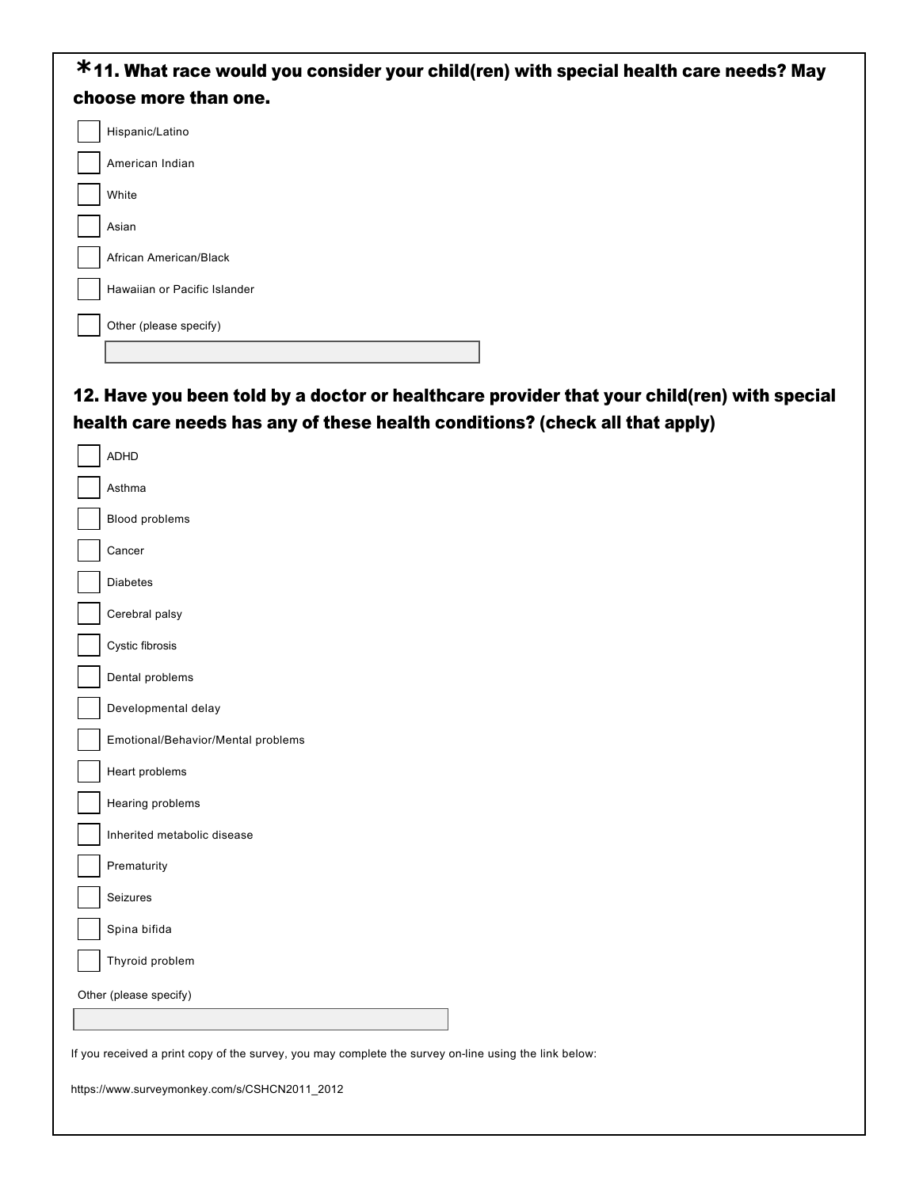**\*11. What race would you consider your child(ren) with special health care needs? May choose more than one.**

- [ ] Hispanic/Latino
- [ ] American Indian
- [ ] White
- [ ] Asian
- [ ] African American/Black
- [ ] Hawaiian or Pacific Islander
- [ ] Other (please specify)

**12. Have you been told by a doctor or healthcare provider that your child(ren) with special health care needs has any of these health conditions? (check all that apply)**

- [ ] ADHD
- [ ] Asthma
- [ ] Blood problems
- [ ] Cancer
- [ ] Diabetes
- [ ] Cerebral palsy
- [ ] Cystic fibrosis
- [ ] Dental problems
- [ ] Developmental delay
- [ ] Emotional/Behavior/Mental problems
- [ ] Heart problems
- [ ] Hearing problems
- [ ] Inherited metabolic disease
- [ ] Prematurity
- [ ] Seizures
- [ ] Spina bifida
- [ ] Thyroid problem

Other (please specify)

If you received a print copy of the survey, you may complete the survey on-line using the link below:

https://www.surveymonkey.com/s/CSHCN2011_2012